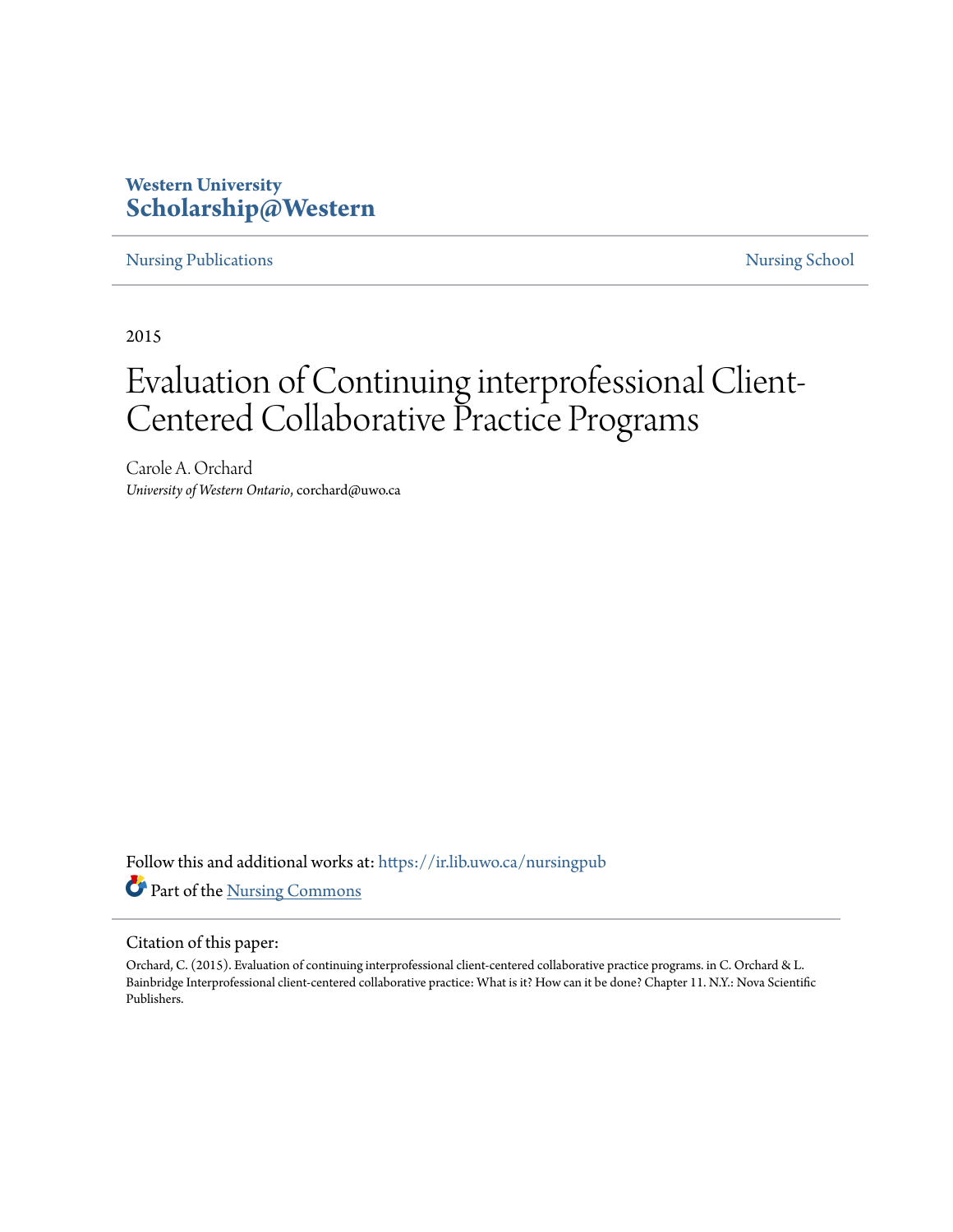Western University
**Scholarship@Western**

Nursing Publications | Nursing School

2015

# Evaluation of Continuing interprofessional Client-Centered Collaborative Practice Programs

Carole A. Orchard
*University of Western Ontario*, corchard@uwo.ca

Follow this and additional works at: https://ir.lib.uwo.ca/nursingpub

Part of the Nursing Commons

Citation of this paper:

Orchard, C. (2015). Evaluation of continuing interprofessional client-centered collaborative practice programs. in C. Orchard & L. Bainbridge Interprofessional client-centered collaborative practice: What is it? How can it be done? Chapter 11. N.Y.: Nova Scientific Publishers.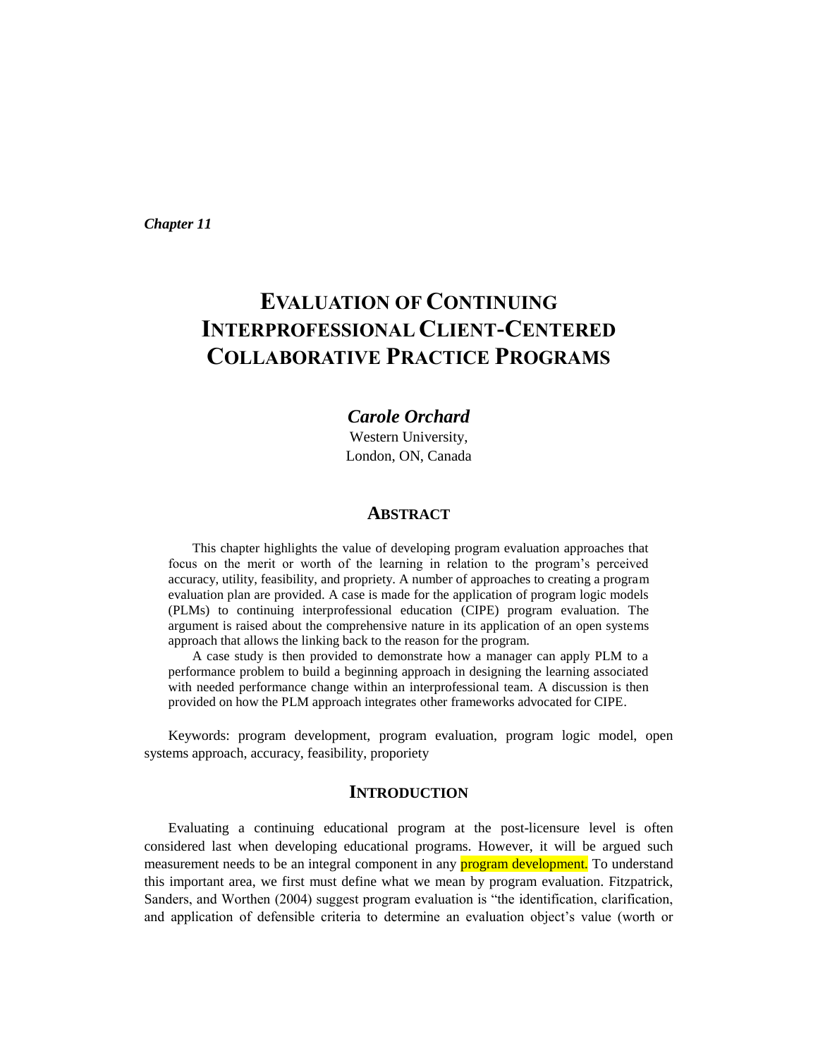*Chapter 11*

# EVALUATION OF CONTINUING INTERPROFESSIONAL CLIENT-CENTERED COLLABORATIVE PRACTICE PROGRAMS

***Carole Orchard***

Western University,
London, ON, Canada

## ABSTRACT

This chapter highlights the value of developing program evaluation approaches that focus on the merit or worth of the learning in relation to the program's perceived accuracy, utility, feasibility, and propriety. A number of approaches to creating a program evaluation plan are provided. A case is made for the application of program logic models (PLMs) to continuing interprofessional education (CIPE) program evaluation. The argument is raised about the comprehensive nature in its application of an open systems approach that allows the linking back to the reason for the program.

A case study is then provided to demonstrate how a manager can apply PLM to a performance problem to build a beginning approach in designing the learning associated with needed performance change within an interprofessional team. A discussion is then provided on how the PLM approach integrates other frameworks advocated for CIPE.

Keywords: program development, program evaluation, program logic model, open systems approach, accuracy, feasibility, proporiety

## INTRODUCTION

Evaluating a continuing educational program at the post-licensure level is often considered last when developing educational programs. However, it will be argued such measurement needs to be an integral component in any program development. To understand this important area, we first must define what we mean by program evaluation. Fitzpatrick, Sanders, and Worthen (2004) suggest program evaluation is "the identification, clarification, and application of defensible criteria to determine an evaluation object's value (worth or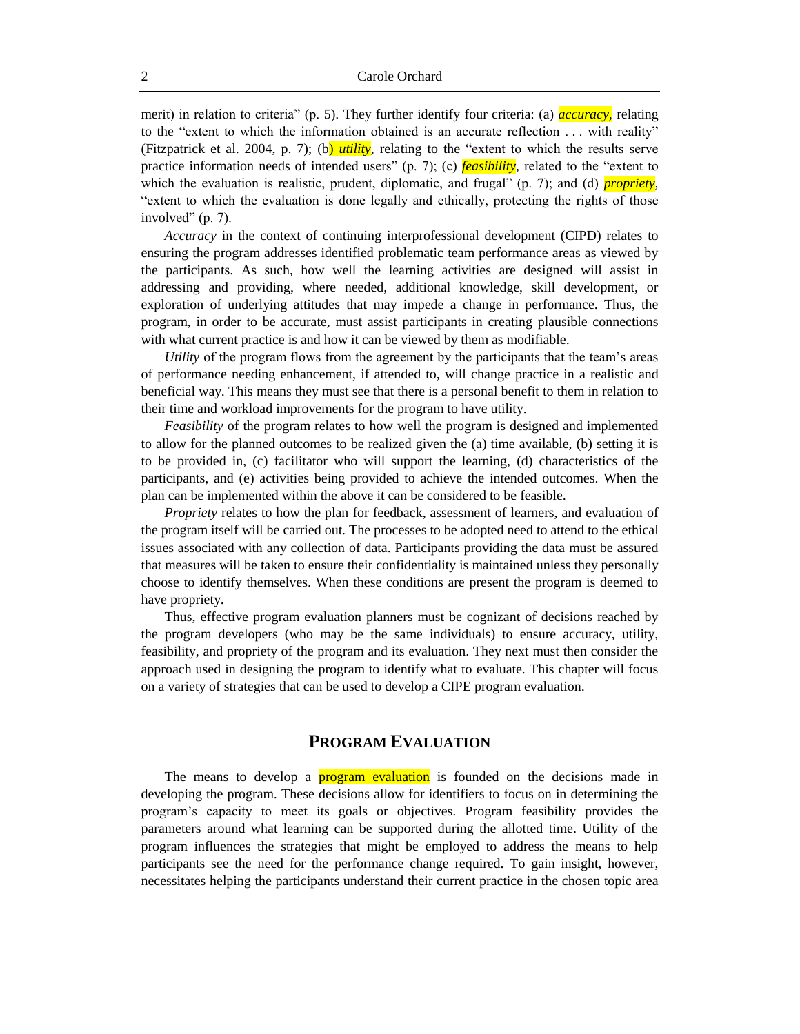merit) in relation to criteria" (p. 5). They further identify four criteria: (a) *accuracy*, relating to the "extent to which the information obtained is an accurate reflection . . . with reality" (Fitzpatrick et al. 2004, p. 7); (b) *utility*, relating to the "extent to which the results serve practice information needs of intended users" (p. 7); (c) *feasibility*, related to the "extent to which the evaluation is realistic, prudent, diplomatic, and frugal" (p. 7); and (d) *propriety*, "extent to which the evaluation is done legally and ethically, protecting the rights of those involved" (p. 7).

*Accuracy* in the context of continuing interprofessional development (CIPD) relates to ensuring the program addresses identified problematic team performance areas as viewed by the participants. As such, how well the learning activities are designed will assist in addressing and providing, where needed, additional knowledge, skill development, or exploration of underlying attitudes that may impede a change in performance. Thus, the program, in order to be accurate, must assist participants in creating plausible connections with what current practice is and how it can be viewed by them as modifiable.

*Utility* of the program flows from the agreement by the participants that the team's areas of performance needing enhancement, if attended to, will change practice in a realistic and beneficial way. This means they must see that there is a personal benefit to them in relation to their time and workload improvements for the program to have utility.

*Feasibility* of the program relates to how well the program is designed and implemented to allow for the planned outcomes to be realized given the (a) time available, (b) setting it is to be provided in, (c) facilitator who will support the learning, (d) characteristics of the participants, and (e) activities being provided to achieve the intended outcomes. When the plan can be implemented within the above it can be considered to be feasible.

*Propriety* relates to how the plan for feedback, assessment of learners, and evaluation of the program itself will be carried out. The processes to be adopted need to attend to the ethical issues associated with any collection of data. Participants providing the data must be assured that measures will be taken to ensure their confidentiality is maintained unless they personally choose to identify themselves. When these conditions are present the program is deemed to have propriety.

Thus, effective program evaluation planners must be cognizant of decisions reached by the program developers (who may be the same individuals) to ensure accuracy, utility, feasibility, and propriety of the program and its evaluation. They next must then consider the approach used in designing the program to identify what to evaluate. This chapter will focus on a variety of strategies that can be used to develop a CIPE program evaluation.

## PROGRAM EVALUATION

The means to develop a program evaluation is founded on the decisions made in developing the program. These decisions allow for identifiers to focus on in determining the program's capacity to meet its goals or objectives. Program feasibility provides the parameters around what learning can be supported during the allotted time. Utility of the program influences the strategies that might be employed to address the means to help participants see the need for the performance change required. To gain insight, however, necessitates helping the participants understand their current practice in the chosen topic area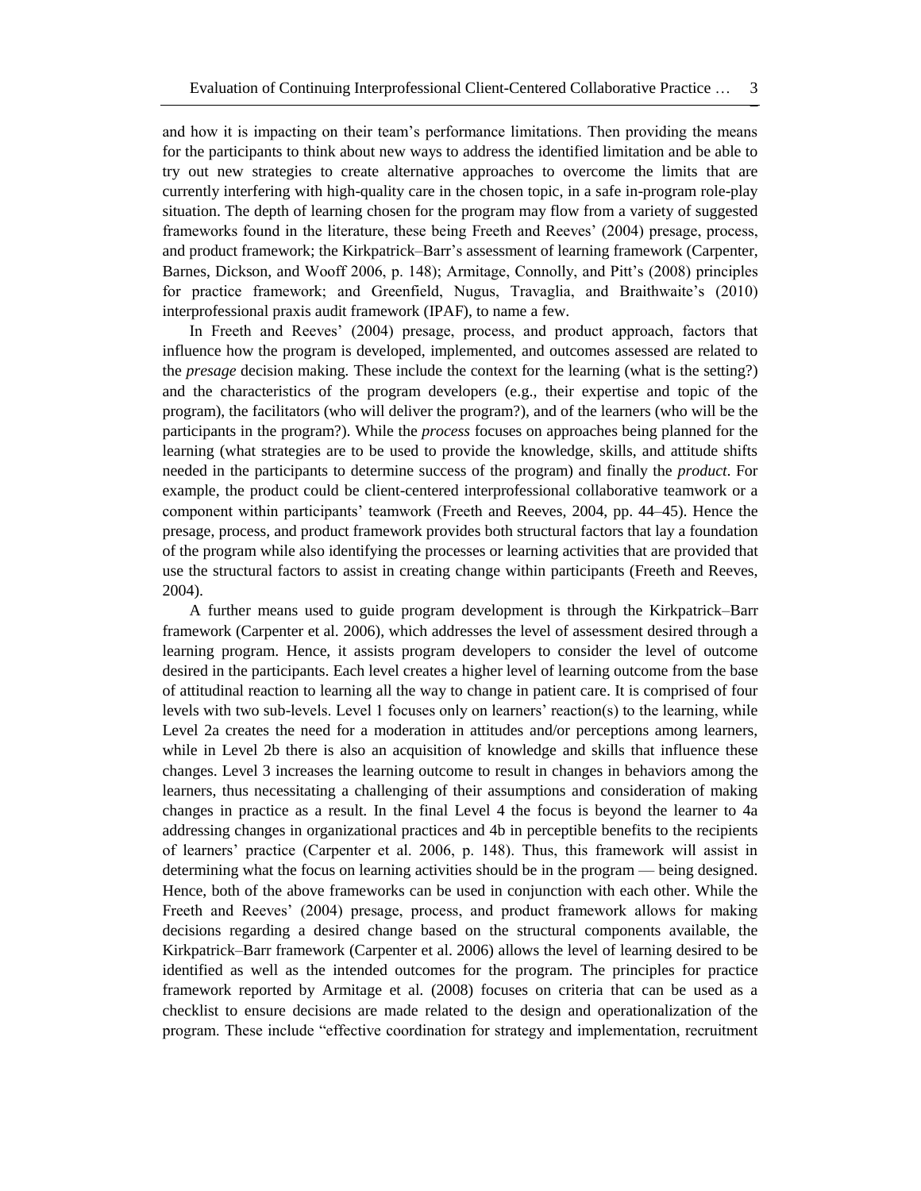and how it is impacting on their team's performance limitations. Then providing the means for the participants to think about new ways to address the identified limitation and be able to try out new strategies to create alternative approaches to overcome the limits that are currently interfering with high-quality care in the chosen topic, in a safe in-program role-play situation. The depth of learning chosen for the program may flow from a variety of suggested frameworks found in the literature, these being Freeth and Reeves' (2004) presage, process, and product framework; the Kirkpatrick–Barr's assessment of learning framework (Carpenter, Barnes, Dickson, and Wooff 2006, p. 148); Armitage, Connolly, and Pitt's (2008) principles for practice framework; and Greenfield, Nugus, Travaglia, and Braithwaite's (2010) interprofessional praxis audit framework (IPAF), to name a few.

In Freeth and Reeves' (2004) presage, process, and product approach, factors that influence how the program is developed, implemented, and outcomes assessed are related to the *presage* decision making. These include the context for the learning (what is the setting?) and the characteristics of the program developers (e.g., their expertise and topic of the program), the facilitators (who will deliver the program?), and of the learners (who will be the participants in the program?). While the *process* focuses on approaches being planned for the learning (what strategies are to be used to provide the knowledge, skills, and attitude shifts needed in the participants to determine success of the program) and finally the *product*. For example, the product could be client-centered interprofessional collaborative teamwork or a component within participants' teamwork (Freeth and Reeves, 2004, pp. 44–45). Hence the presage, process, and product framework provides both structural factors that lay a foundation of the program while also identifying the processes or learning activities that are provided that use the structural factors to assist in creating change within participants (Freeth and Reeves, 2004).

A further means used to guide program development is through the Kirkpatrick–Barr framework (Carpenter et al. 2006), which addresses the level of assessment desired through a learning program. Hence, it assists program developers to consider the level of outcome desired in the participants. Each level creates a higher level of learning outcome from the base of attitudinal reaction to learning all the way to change in patient care. It is comprised of four levels with two sub-levels. Level 1 focuses only on learners' reaction(s) to the learning, while Level 2a creates the need for a moderation in attitudes and/or perceptions among learners, while in Level 2b there is also an acquisition of knowledge and skills that influence these changes. Level 3 increases the learning outcome to result in changes in behaviors among the learners, thus necessitating a challenging of their assumptions and consideration of making changes in practice as a result. In the final Level 4 the focus is beyond the learner to 4a addressing changes in organizational practices and 4b in perceptible benefits to the recipients of learners' practice (Carpenter et al. 2006, p. 148). Thus, this framework will assist in determining what the focus on learning activities should be in the program — being designed. Hence, both of the above frameworks can be used in conjunction with each other. While the Freeth and Reeves' (2004) presage, process, and product framework allows for making decisions regarding a desired change based on the structural components available, the Kirkpatrick–Barr framework (Carpenter et al. 2006) allows the level of learning desired to be identified as well as the intended outcomes for the program. The principles for practice framework reported by Armitage et al. (2008) focuses on criteria that can be used as a checklist to ensure decisions are made related to the design and operationalization of the program. These include "effective coordination for strategy and implementation, recruitment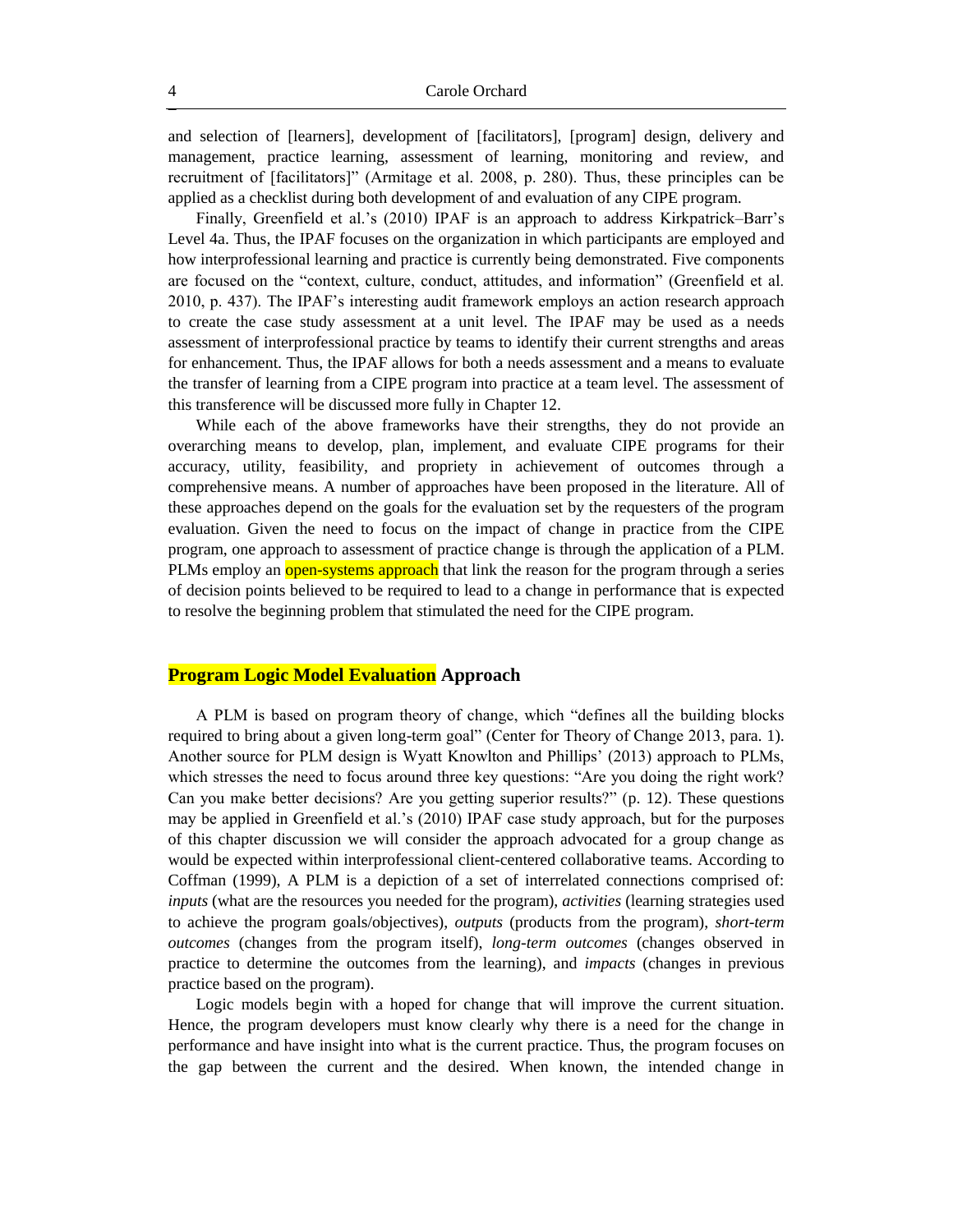and selection of [learners], development of [facilitators], [program] design, delivery and management, practice learning, assessment of learning, monitoring and review, and recruitment of [facilitators]" (Armitage et al. 2008, p. 280). Thus, these principles can be applied as a checklist during both development of and evaluation of any CIPE program.

Finally, Greenfield et al.'s (2010) IPAF is an approach to address Kirkpatrick–Barr's Level 4a. Thus, the IPAF focuses on the organization in which participants are employed and how interprofessional learning and practice is currently being demonstrated. Five components are focused on the "context, culture, conduct, attitudes, and information" (Greenfield et al. 2010, p. 437). The IPAF's interesting audit framework employs an action research approach to create the case study assessment at a unit level. The IPAF may be used as a needs assessment of interprofessional practice by teams to identify their current strengths and areas for enhancement. Thus, the IPAF allows for both a needs assessment and a means to evaluate the transfer of learning from a CIPE program into practice at a team level. The assessment of this transference will be discussed more fully in Chapter 12.

While each of the above frameworks have their strengths, they do not provide an overarching means to develop, plan, implement, and evaluate CIPE programs for their accuracy, utility, feasibility, and propriety in achievement of outcomes through a comprehensive means. A number of approaches have been proposed in the literature. All of these approaches depend on the goals for the evaluation set by the requesters of the program evaluation. Given the need to focus on the impact of change in practice from the CIPE program, one approach to assessment of practice change is through the application of a PLM. PLMs employ an open-systems approach that link the reason for the program through a series of decision points believed to be required to lead to a change in performance that is expected to resolve the beginning problem that stimulated the need for the CIPE program.

## Program Logic Model Evaluation Approach

A PLM is based on program theory of change, which "defines all the building blocks required to bring about a given long-term goal" (Center for Theory of Change 2013, para. 1). Another source for PLM design is Wyatt Knowlton and Phillips' (2013) approach to PLMs, which stresses the need to focus around three key questions: "Are you doing the right work? Can you make better decisions? Are you getting superior results?" (p. 12). These questions may be applied in Greenfield et al.'s (2010) IPAF case study approach, but for the purposes of this chapter discussion we will consider the approach advocated for a group change as would be expected within interprofessional client-centered collaborative teams. According to Coffman (1999), A PLM is a depiction of a set of interrelated connections comprised of: *inputs* (what are the resources you needed for the program), *activities* (learning strategies used to achieve the program goals/objectives), *outputs* (products from the program), *short-term outcomes* (changes from the program itself), *long-term outcomes* (changes observed in practice to determine the outcomes from the learning), and *impacts* (changes in previous practice based on the program).

Logic models begin with a hoped for change that will improve the current situation. Hence, the program developers must know clearly why there is a need for the change in performance and have insight into what is the current practice. Thus, the program focuses on the gap between the current and the desired. When known, the intended change in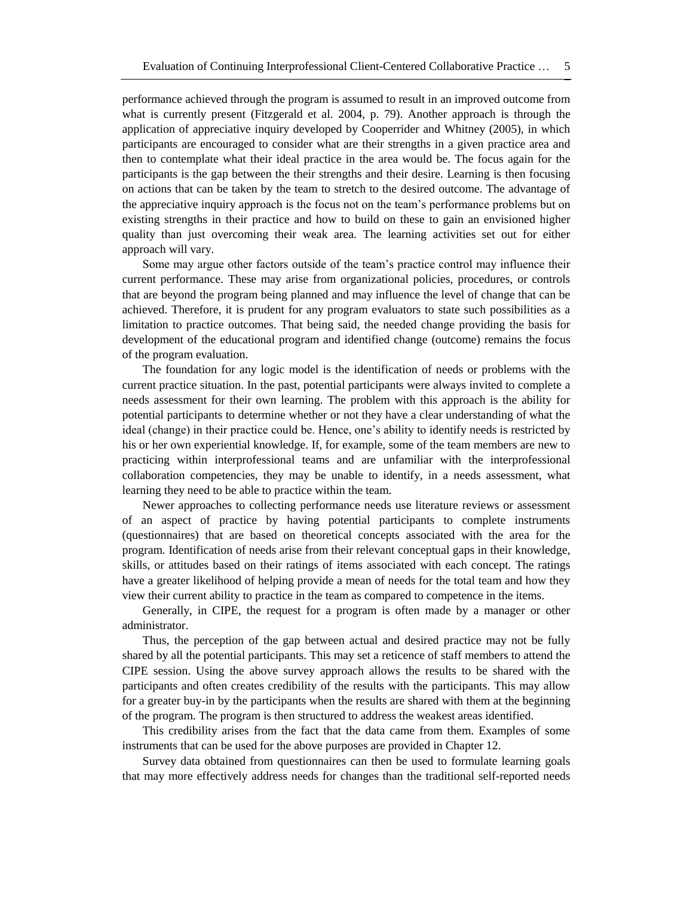performance achieved through the program is assumed to result in an improved outcome from what is currently present (Fitzgerald et al. 2004, p. 79). Another approach is through the application of appreciative inquiry developed by Cooperrider and Whitney (2005), in which participants are encouraged to consider what are their strengths in a given practice area and then to contemplate what their ideal practice in the area would be. The focus again for the participants is the gap between the their strengths and their desire. Learning is then focusing on actions that can be taken by the team to stretch to the desired outcome. The advantage of the appreciative inquiry approach is the focus not on the team's performance problems but on existing strengths in their practice and how to build on these to gain an envisioned higher quality than just overcoming their weak area. The learning activities set out for either approach will vary.

Some may argue other factors outside of the team's practice control may influence their current performance. These may arise from organizational policies, procedures, or controls that are beyond the program being planned and may influence the level of change that can be achieved. Therefore, it is prudent for any program evaluators to state such possibilities as a limitation to practice outcomes. That being said, the needed change providing the basis for development of the educational program and identified change (outcome) remains the focus of the program evaluation.

The foundation for any logic model is the identification of needs or problems with the current practice situation. In the past, potential participants were always invited to complete a needs assessment for their own learning. The problem with this approach is the ability for potential participants to determine whether or not they have a clear understanding of what the ideal (change) in their practice could be. Hence, one's ability to identify needs is restricted by his or her own experiential knowledge. If, for example, some of the team members are new to practicing within interprofessional teams and are unfamiliar with the interprofessional collaboration competencies, they may be unable to identify, in a needs assessment, what learning they need to be able to practice within the team.

Newer approaches to collecting performance needs use literature reviews or assessment of an aspect of practice by having potential participants to complete instruments (questionnaires) that are based on theoretical concepts associated with the area for the program. Identification of needs arise from their relevant conceptual gaps in their knowledge, skills, or attitudes based on their ratings of items associated with each concept. The ratings have a greater likelihood of helping provide a mean of needs for the total team and how they view their current ability to practice in the team as compared to competence in the items.

Generally, in CIPE, the request for a program is often made by a manager or other administrator.

Thus, the perception of the gap between actual and desired practice may not be fully shared by all the potential participants. This may set a reticence of staff members to attend the CIPE session. Using the above survey approach allows the results to be shared with the participants and often creates credibility of the results with the participants. This may allow for a greater buy-in by the participants when the results are shared with them at the beginning of the program. The program is then structured to address the weakest areas identified.

This credibility arises from the fact that the data came from them. Examples of some instruments that can be used for the above purposes are provided in Chapter 12.

Survey data obtained from questionnaires can then be used to formulate learning goals that may more effectively address needs for changes than the traditional self-reported needs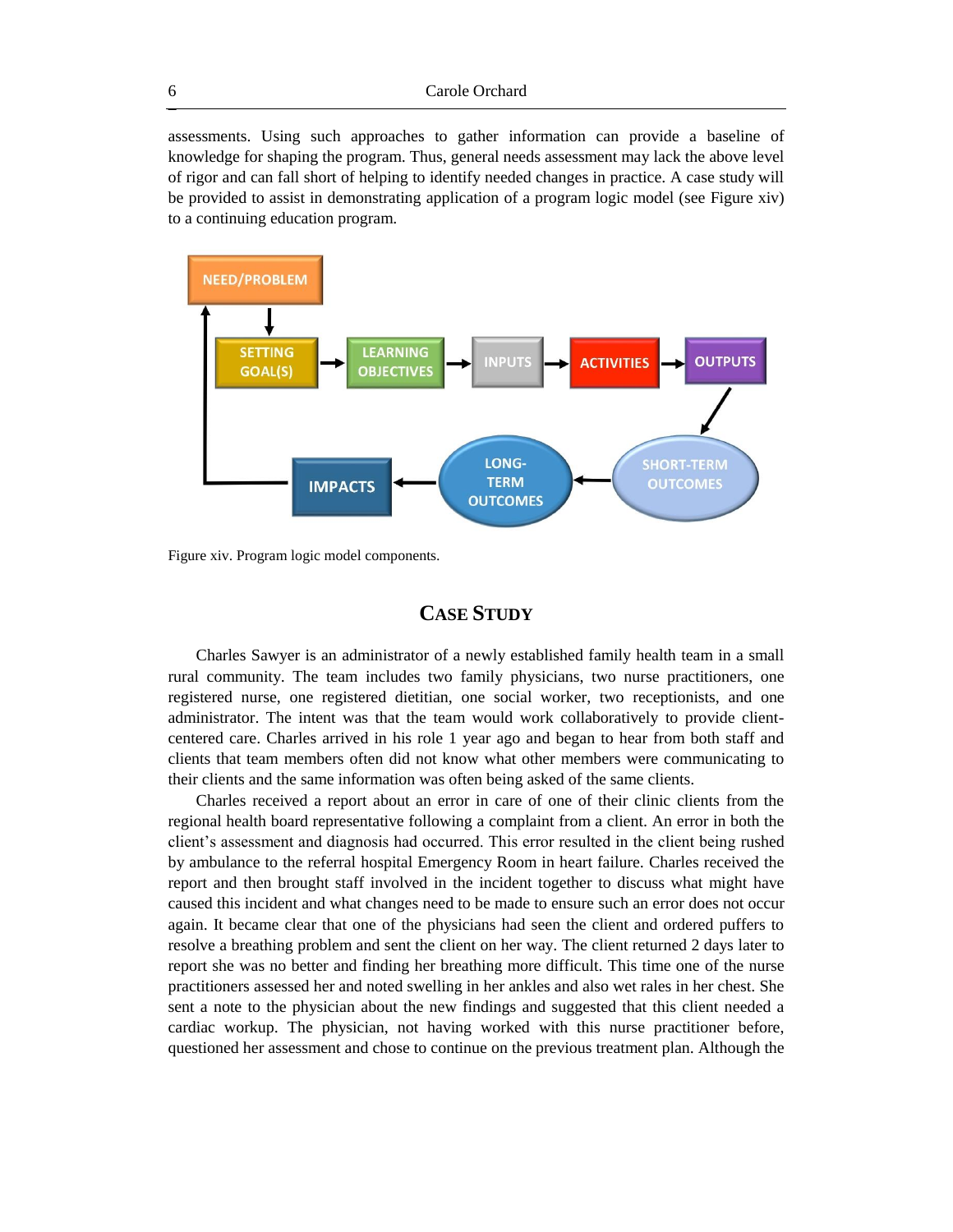assessments. Using such approaches to gather information can provide a baseline of knowledge for shaping the program. Thus, general needs assessment may lack the above level of rigor and can fall short of helping to identify needed changes in practice. A case study will be provided to assist in demonstrating application of a program logic model (see Figure xiv) to a continuing education program.

Figure xiv. Program logic model components.

## Case Study

Charles Sawyer is an administrator of a newly established family health team in a small rural community. The team includes two family physicians, two nurse practitioners, one registered nurse, one registered dietitian, one social worker, two receptionists, and one administrator. The intent was that the team would work collaboratively to provide client-centered care. Charles arrived in his role 1 year ago and began to hear from both staff and clients that team members often did not know what other members were communicating to their clients and the same information was often being asked of the same clients.

Charles received a report about an error in care of one of their clinic clients from the regional health board representative following a complaint from a client. An error in both the client's assessment and diagnosis had occurred. This error resulted in the client being rushed by ambulance to the referral hospital Emergency Room in heart failure. Charles received the report and then brought staff involved in the incident together to discuss what might have caused this incident and what changes need to be made to ensure such an error does not occur again. It became clear that one of the physicians had seen the client and ordered puffers to resolve a breathing problem and sent the client on her way. The client returned 2 days later to report she was no better and finding her breathing more difficult. This time one of the nurse practitioners assessed her and noted swelling in her ankles and also wet rales in her chest. She sent a note to the physician about the new findings and suggested that this client needed a cardiac workup. The physician, not having worked with this nurse practitioner before, questioned her assessment and chose to continue on the previous treatment plan. Although the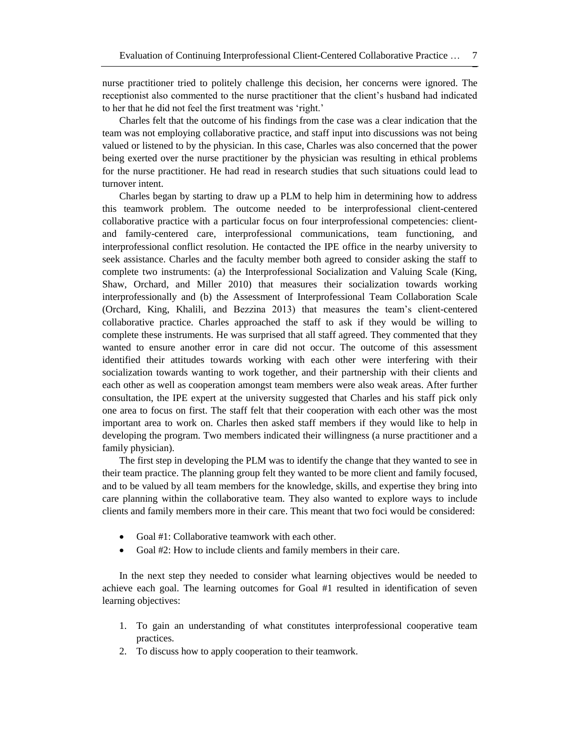nurse practitioner tried to politely challenge this decision, her concerns were ignored. The receptionist also commented to the nurse practitioner that the client's husband had indicated to her that he did not feel the first treatment was 'right.'

Charles felt that the outcome of his findings from the case was a clear indication that the team was not employing collaborative practice, and staff input into discussions was not being valued or listened to by the physician. In this case, Charles was also concerned that the power being exerted over the nurse practitioner by the physician was resulting in ethical problems for the nurse practitioner. He had read in research studies that such situations could lead to turnover intent.

Charles began by starting to draw up a PLM to help him in determining how to address this teamwork problem. The outcome needed to be interprofessional client-centered collaborative practice with a particular focus on four interprofessional competencies: client- and family-centered care, interprofessional communications, team functioning, and interprofessional conflict resolution. He contacted the IPE office in the nearby university to seek assistance. Charles and the faculty member both agreed to consider asking the staff to complete two instruments: (a) the Interprofessional Socialization and Valuing Scale (King, Shaw, Orchard, and Miller 2010) that measures their socialization towards working interprofessionally and (b) the Assessment of Interprofessional Team Collaboration Scale (Orchard, King, Khalili, and Bezzina 2013) that measures the team's client-centered collaborative practice. Charles approached the staff to ask if they would be willing to complete these instruments. He was surprised that all staff agreed. They commented that they wanted to ensure another error in care did not occur. The outcome of this assessment identified their attitudes towards working with each other were interfering with their socialization towards wanting to work together, and their partnership with their clients and each other as well as cooperation amongst team members were also weak areas. After further consultation, the IPE expert at the university suggested that Charles and his staff pick only one area to focus on first. The staff felt that their cooperation with each other was the most important area to work on. Charles then asked staff members if they would like to help in developing the program. Two members indicated their willingness (a nurse practitioner and a family physician).

The first step in developing the PLM was to identify the change that they wanted to see in their team practice. The planning group felt they wanted to be more client and family focused, and to be valued by all team members for the knowledge, skills, and expertise they bring into care planning within the collaborative team. They also wanted to explore ways to include clients and family members more in their care. This meant that two foci would be considered:

- Goal #1: Collaborative teamwork with each other.
- Goal #2: How to include clients and family members in their care.

In the next step they needed to consider what learning objectives would be needed to achieve each goal. The learning outcomes for Goal #1 resulted in identification of seven learning objectives:

1. To gain an understanding of what constitutes interprofessional cooperative team practices.
2. To discuss how to apply cooperation to their teamwork.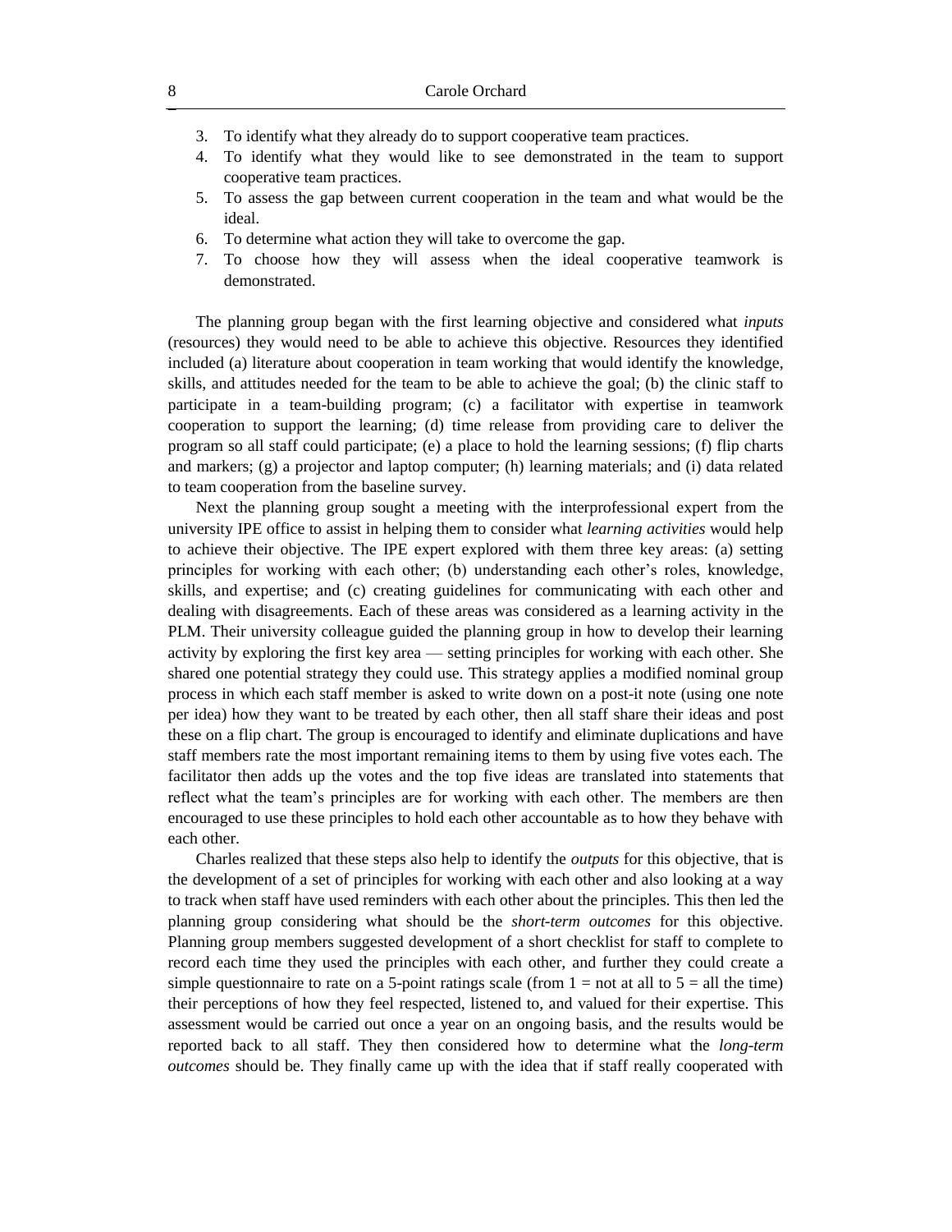3. To identify what they already do to support cooperative team practices.
4. To identify what they would like to see demonstrated in the team to support cooperative team practices.
5. To assess the gap between current cooperation in the team and what would be the ideal.
6. To determine what action they will take to overcome the gap.
7. To choose how they will assess when the ideal cooperative teamwork is demonstrated.

The planning group began with the first learning objective and considered what *inputs* (resources) they would need to be able to achieve this objective. Resources they identified included (a) literature about cooperation in team working that would identify the knowledge, skills, and attitudes needed for the team to be able to achieve the goal; (b) the clinic staff to participate in a team-building program; (c) a facilitator with expertise in teamwork cooperation to support the learning; (d) time release from providing care to deliver the program so all staff could participate; (e) a place to hold the learning sessions; (f) flip charts and markers; (g) a projector and laptop computer; (h) learning materials; and (i) data related to team cooperation from the baseline survey.

Next the planning group sought a meeting with the interprofessional expert from the university IPE office to assist in helping them to consider what *learning activities* would help to achieve their objective. The IPE expert explored with them three key areas: (a) setting principles for working with each other; (b) understanding each other's roles, knowledge, skills, and expertise; and (c) creating guidelines for communicating with each other and dealing with disagreements. Each of these areas was considered as a learning activity in the PLM. Their university colleague guided the planning group in how to develop their learning activity by exploring the first key area — setting principles for working with each other. She shared one potential strategy they could use. This strategy applies a modified nominal group process in which each staff member is asked to write down on a post-it note (using one note per idea) how they want to be treated by each other, then all staff share their ideas and post these on a flip chart. The group is encouraged to identify and eliminate duplications and have staff members rate the most important remaining items to them by using five votes each. The facilitator then adds up the votes and the top five ideas are translated into statements that reflect what the team's principles are for working with each other. The members are then encouraged to use these principles to hold each other accountable as to how they behave with each other.

Charles realized that these steps also help to identify the *outputs* for this objective, that is the development of a set of principles for working with each other and also looking at a way to track when staff have used reminders with each other about the principles. This then led the planning group considering what should be the *short-term outcomes* for this objective. Planning group members suggested development of a short checklist for staff to complete to record each time they used the principles with each other, and further they could create a simple questionnaire to rate on a 5-point ratings scale (from 1 = not at all to 5 = all the time) their perceptions of how they feel respected, listened to, and valued for their expertise. This assessment would be carried out once a year on an ongoing basis, and the results would be reported back to all staff. They then considered how to determine what the *long-term outcomes* should be. They finally came up with the idea that if staff really cooperated with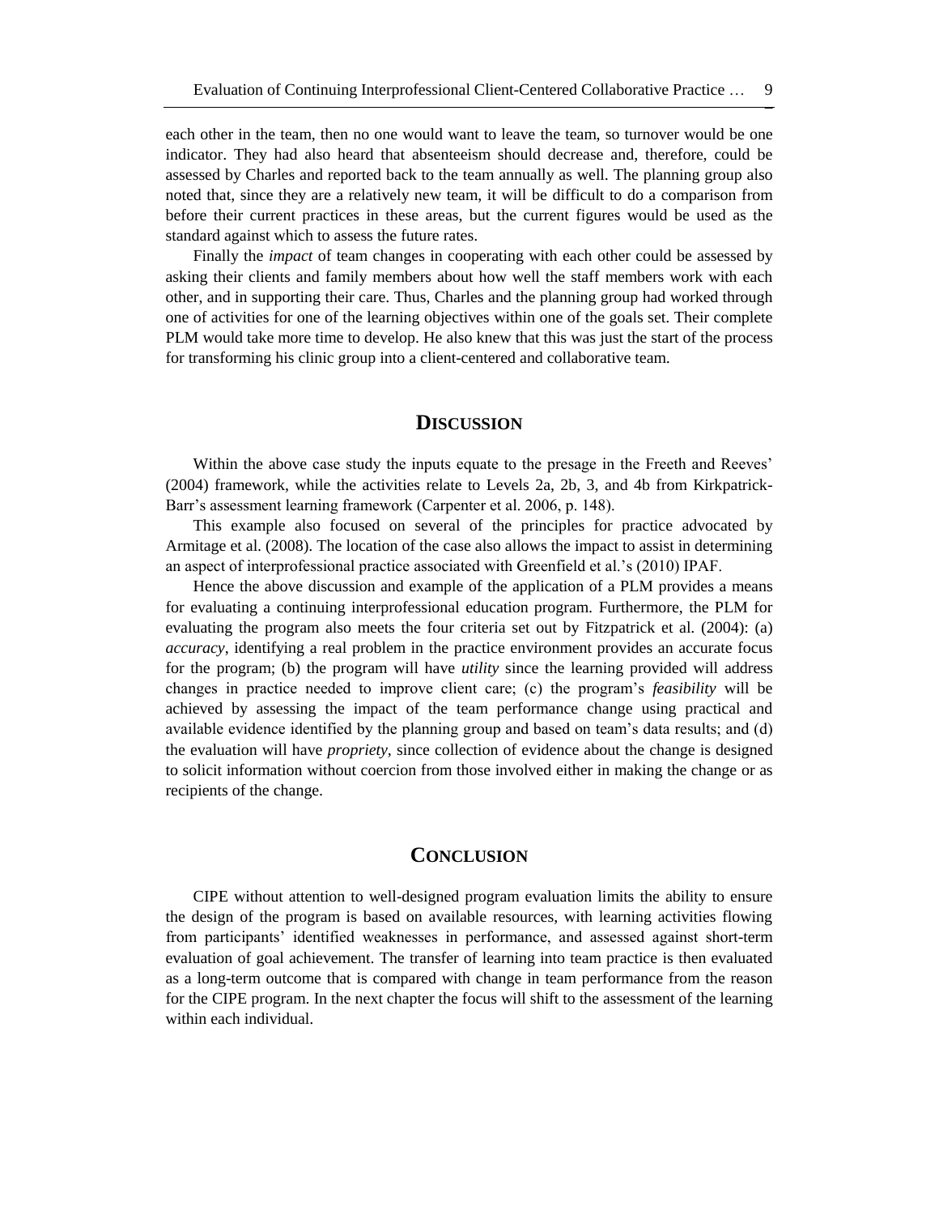each other in the team, then no one would want to leave the team, so turnover would be one indicator. They had also heard that absenteeism should decrease and, therefore, could be assessed by Charles and reported back to the team annually as well. The planning group also noted that, since they are a relatively new team, it will be difficult to do a comparison from before their current practices in these areas, but the current figures would be used as the standard against which to assess the future rates.

Finally the *impact* of team changes in cooperating with each other could be assessed by asking their clients and family members about how well the staff members work with each other, and in supporting their care. Thus, Charles and the planning group had worked through one of activities for one of the learning objectives within one of the goals set. Their complete PLM would take more time to develop. He also knew that this was just the start of the process for transforming his clinic group into a client-centered and collaborative team.

## Discussion

Within the above case study the inputs equate to the presage in the Freeth and Reeves' (2004) framework, while the activities relate to Levels 2a, 2b, 3, and 4b from Kirkpatrick-Barr's assessment learning framework (Carpenter et al. 2006, p. 148).

This example also focused on several of the principles for practice advocated by Armitage et al. (2008). The location of the case also allows the impact to assist in determining an aspect of interprofessional practice associated with Greenfield et al.'s (2010) IPAF.

Hence the above discussion and example of the application of a PLM provides a means for evaluating a continuing interprofessional education program. Furthermore, the PLM for evaluating the program also meets the four criteria set out by Fitzpatrick et al. (2004): (a) *accuracy*, identifying a real problem in the practice environment provides an accurate focus for the program; (b) the program will have *utility* since the learning provided will address changes in practice needed to improve client care; (c) the program's *feasibility* will be achieved by assessing the impact of the team performance change using practical and available evidence identified by the planning group and based on team's data results; and (d) the evaluation will have *propriety*, since collection of evidence about the change is designed to solicit information without coercion from those involved either in making the change or as recipients of the change.

## Conclusion

CIPE without attention to well-designed program evaluation limits the ability to ensure the design of the program is based on available resources, with learning activities flowing from participants' identified weaknesses in performance, and assessed against short-term evaluation of goal achievement. The transfer of learning into team practice is then evaluated as a long-term outcome that is compared with change in team performance from the reason for the CIPE program. In the next chapter the focus will shift to the assessment of the learning within each individual.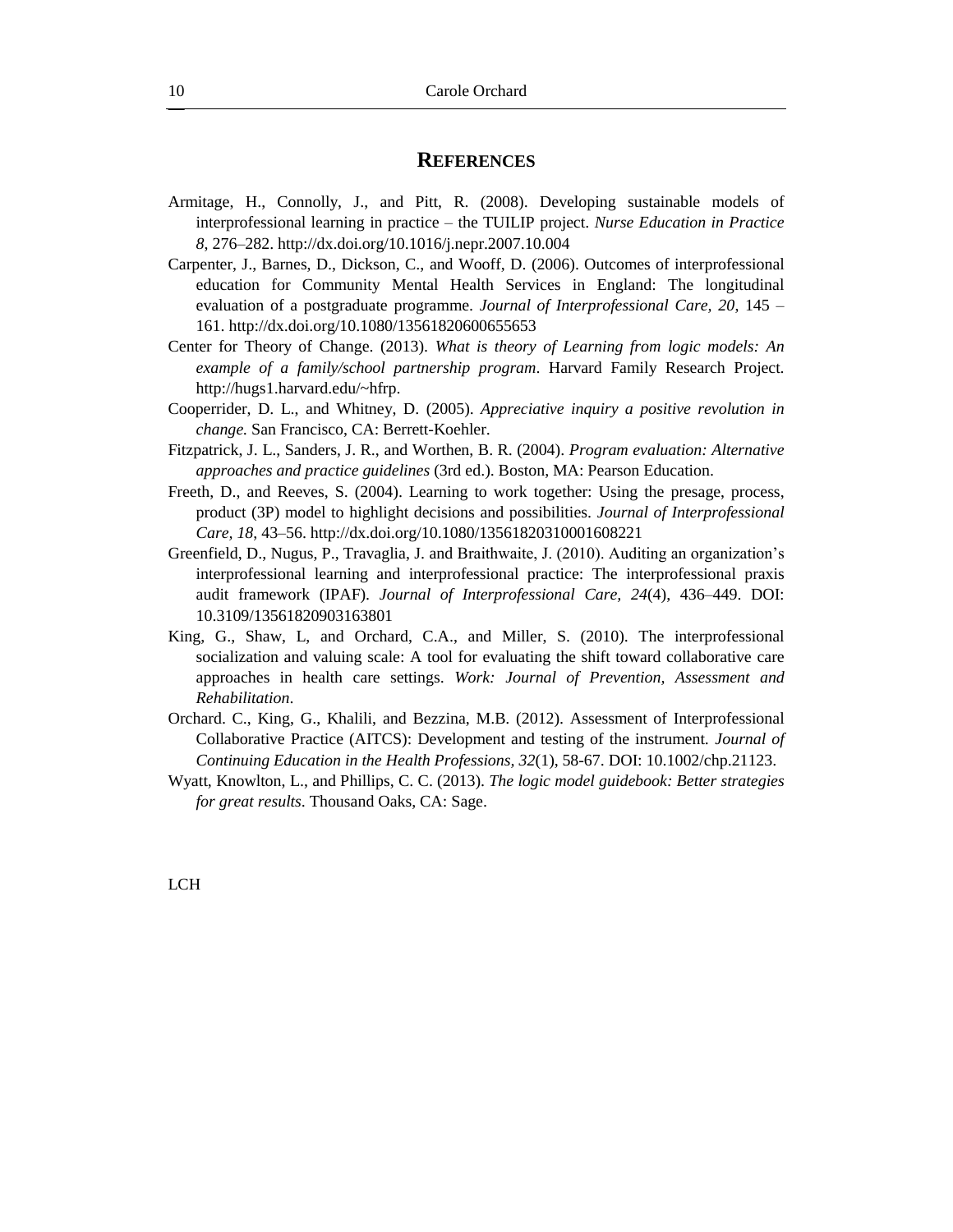## REFERENCES

Armitage, H., Connolly, J., and Pitt, R. (2008). Developing sustainable models of interprofessional learning in practice – the TUILIP project. *Nurse Education in Practice 8*, 276–282. http://dx.doi.org/10.1016/j.nepr.2007.10.004

Carpenter, J., Barnes, D., Dickson, C., and Wooff, D. (2006). Outcomes of interprofessional education for Community Mental Health Services in England: The longitudinal evaluation of a postgraduate programme. *Journal of Interprofessional Care, 20*, 145 – 161. http://dx.doi.org/10.1080/13561820600655653

Center for Theory of Change. (2013). *What is theory of Learning from logic models: An example of a family/school partnership program*. Harvard Family Research Project. http://hugs1.harvard.edu/~hfrp.

Cooperrider, D. L., and Whitney, D. (2005). *Appreciative inquiry a positive revolution in change.* San Francisco, CA: Berrett-Koehler.

Fitzpatrick, J. L., Sanders, J. R., and Worthen, B. R. (2004). *Program evaluation: Alternative approaches and practice guidelines* (3rd ed.). Boston, MA: Pearson Education.

Freeth, D., and Reeves, S. (2004). Learning to work together: Using the presage, process, product (3P) model to highlight decisions and possibilities. *Journal of Interprofessional Care, 18*, 43–56. http://dx.doi.org/10.1080/13561820310001608221

Greenfield, D., Nugus, P., Travaglia, J. and Braithwaite, J. (2010). Auditing an organization's interprofessional learning and interprofessional practice: The interprofessional praxis audit framework (IPAF). *Journal of Interprofessional Care*, *24*(4), 436–449. DOI: 10.3109/13561820903163801

King, G., Shaw, L, and Orchard, C.A., and Miller, S. (2010). The interprofessional socialization and valuing scale: A tool for evaluating the shift toward collaborative care approaches in health care settings. *Work: Journal of Prevention, Assessment and Rehabilitation*.

Orchard. C., King, G., Khalili, and Bezzina, M.B. (2012). Assessment of Interprofessional Collaborative Practice (AITCS): Development and testing of the instrument. *Journal of Continuing Education in the Health Professions, 32*(1), 58-67. DOI: 10.1002/chp.21123.

Wyatt, Knowlton, L., and Phillips, C. C. (2013). *The logic model guidebook: Better strategies for great results*. Thousand Oaks, CA: Sage.

LCH